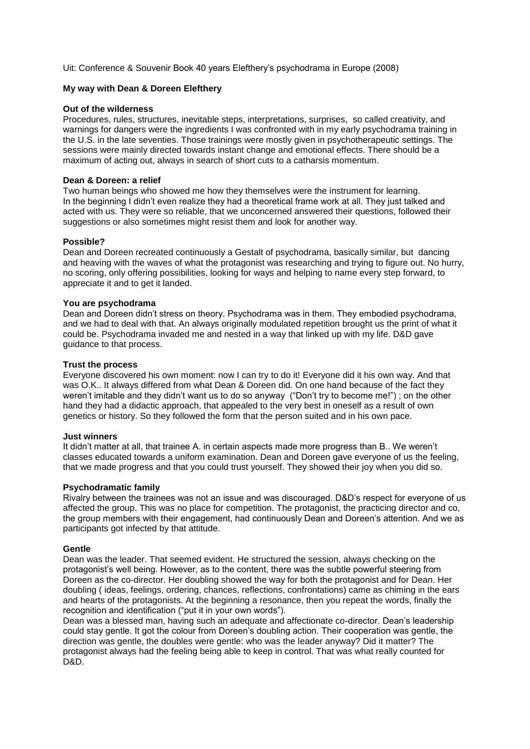Uit: Conference & Souvenir Book 40 years Elefthery's psychodrama in Europe (2008)

## My way with Dean & Doreen Elefthery

### Out of the wilderness

Procedures, rules, structures, inevitable steps, interpretations, surprises, so called creativity, and warnings for dangers were the ingredients I was confronted with in my early psychodrama training in the U.S. in the late seventies. Those trainings were mostly given in psychotherapeutic settings. The sessions were mainly directed towards instant change and emotional effects. There should be a maximum of acting out, always in search of short cuts to a catharsis momentum.

### Dean & Doreen: a relief

Two human beings who showed me how they themselves were the instrument for learning.
In the beginning I didn't even realize they had a theoretical frame work at all. They just talked and acted with us. They were so reliable, that we unconcerned answered their questions, followed their suggestions or also sometimes might resist them and look for another way.

### Possible?

Dean and Doreen recreated continuously a Gestalt of psychodrama, basically similar, but dancing and heaving with the waves of what the protagonist was researching and trying to figure out. No hurry, no scoring, only offering possibilities, looking for ways and helping to name every step forward, to appreciate it and to get it landed.

### You are psychodrama

Dean and Doreen didn't stress on theory. Psychodrama was in them. They embodied psychodrama, and we had to deal with that. An always originally modulated repetition brought us the print of what it could be. Psychodrama invaded me and nested in a way that linked up with my life. D&D gave guidance to that process.

### Trust the process

Everyone discovered his own moment: now I can try to do it! Everyone did it his own way. And that was O.K.. It always differed from what Dean & Doreen did. On one hand because of the fact they weren't imitable and they didn't want us to do so anyway ("Don't try to become me!") ; on the other hand they had a didactic approach, that appealed to the very best in oneself as a result of own genetics or history. So they followed the form that the person suited and in his own pace.

### Just winners

It didn't matter at all, that trainee A. in certain aspects made more progress than B.. We weren't classes educated towards a uniform examination. Dean and Doreen gave everyone of us the feeling, that we made progress and that you could trust yourself. They showed their joy when you did so.

### Psychodramatic family

Rivalry between the trainees was not an issue and was discouraged. D&D's respect for everyone of us affected the group. This was no place for competition. The protagonist, the practicing director and co, the group members with their engagement, had continuously Dean and Doreen's attention. And we as participants got infected by that attitude.

### Gentle

Dean was the leader. That seemed evident. He structured the session, always checking on the protagonist's well being. However, as to the content, there was the subtle powerful steering from Doreen as the co-director. Her doubling showed the way for both the protagonist and for Dean. Her doubling ( ideas, feelings, ordering, chances, reflections, confrontations) came as chiming in the ears and hearts of the protagonists. At the beginning a resonance, then you repeat the words, finally the recognition and identification ("put it in your own words").

Dean was a blessed man, having such an adequate and affectionate co-director. Dean's leadership could stay gentle. It got the colour from Doreen's doubling action. Their cooperation was gentle, the direction was gentle, the doubles were gentle: who was the leader anyway? Did it matter? The protagonist always had the feeling being able to keep in control. That was what really counted for D&D.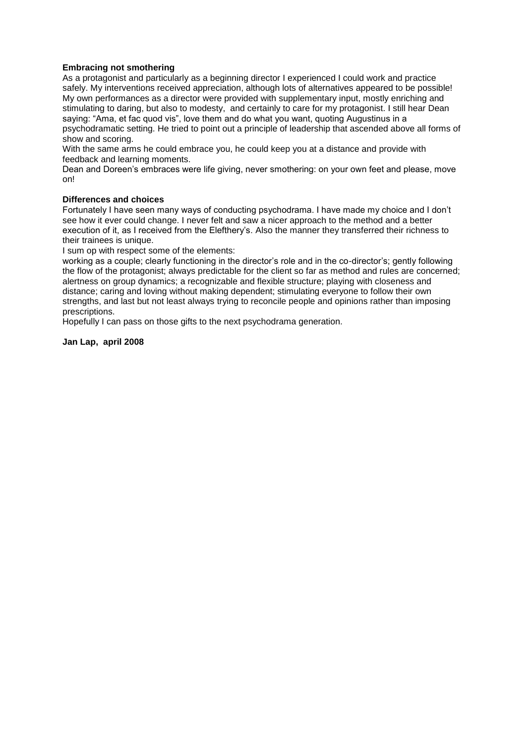**Embracing not smothering**

As a protagonist and particularly as a beginning director I experienced I could work and practice safely. My interventions received appreciation, although lots of alternatives appeared to be possible! My own performances as a director were provided with supplementary input, mostly enriching and stimulating to daring, but also to modesty, and certainly to care for my protagonist. I still hear Dean saying: "Ama, et fac quod vis", love them and do what you want, quoting Augustinus in a psychodramatic setting. He tried to point out a principle of leadership that ascended above all forms of show and scoring.

With the same arms he could embrace you, he could keep you at a distance and provide with feedback and learning moments.

Dean and Doreen's embraces were life giving, never smothering: on your own feet and please, move on!

**Differences and choices**

Fortunately I have seen many ways of conducting psychodrama. I have made my choice and I don't see how it ever could change. I never felt and saw a nicer approach to the method and a better execution of it, as I received from the Elefthery's. Also the manner they transferred their richness to their trainees is unique.

I sum op with respect some of the elements:

working as a couple; clearly functioning in the director's role and in the co-director's; gently following the flow of the protagonist; always predictable for the client so far as method and rules are concerned; alertness on group dynamics; a recognizable and flexible structure; playing with closeness and distance; caring and loving without making dependent; stimulating everyone to follow their own strengths, and last but not least always trying to reconcile people and opinions rather than imposing prescriptions.

Hopefully I can pass on those gifts to the next psychodrama generation.

**Jan Lap, april 2008**